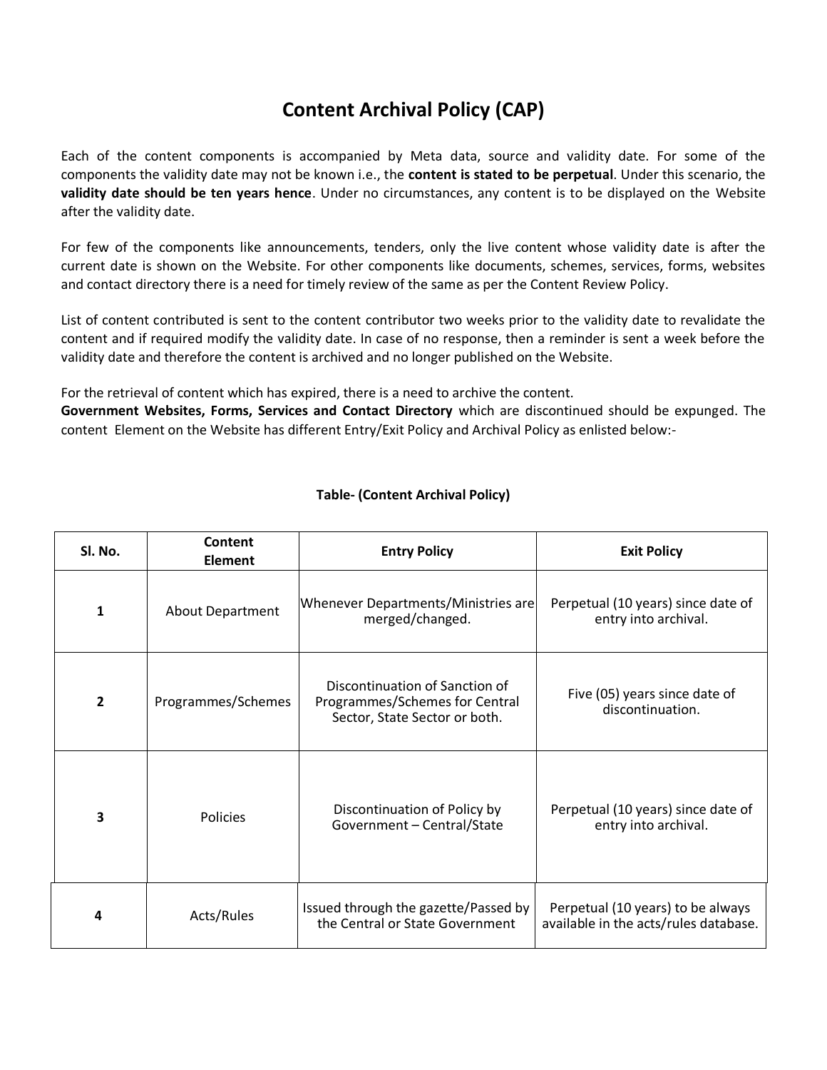# Content Archival Policy (CAP)

Each of the content components is accompanied by Meta data, source and validity date. For some of the components the validity date may not be known i.e., the **content is stated to be perpetual**. Under this scenario, the **validity date should be ten years hence**. Under no circumstances, any content is to be displayed on the Website after the validity date.

For few of the components like announcements, tenders, only the live content whose validity date is after the current date is shown on the Website. For other components like documents, schemes, services, forms, websites and contact directory there is a need for timely review of the same as per the Content Review Policy.

List of content contributed is sent to the content contributor two weeks prior to the validity date to revalidate the content and if required modify the validity date. In case of no response, then a reminder is sent a week before the validity date and therefore the content is archived and no longer published on the Website.

For the retrieval of content which has expired, there is a need to archive the content.
**Government Websites, Forms, Services and Contact Directory** which are discontinued should be expunged. The content Element on the Website has different Entry/Exit Policy and Archival Policy as enlisted below:-

**Table- (Content Archival Policy)**

| Sl. No. | Content Element | Entry Policy | Exit Policy |
|---|---|---|---|
| 1 | About Department | Whenever Departments/Ministries are merged/changed. | Perpetual (10 years) since date of entry into archival. |
| 2 | Programmes/Schemes | Discontinuation of Sanction of Programmes/Schemes for Central Sector, State Sector or both. | Five (05) years since date of discontinuation. |
| 3 | Policies | Discontinuation of Policy by Government – Central/State | Perpetual (10 years) since date of entry into archival. |
| 4 | Acts/Rules | Issued through the gazette/Passed by the Central or State Government | Perpetual (10 years) to be always available in the acts/rules database. |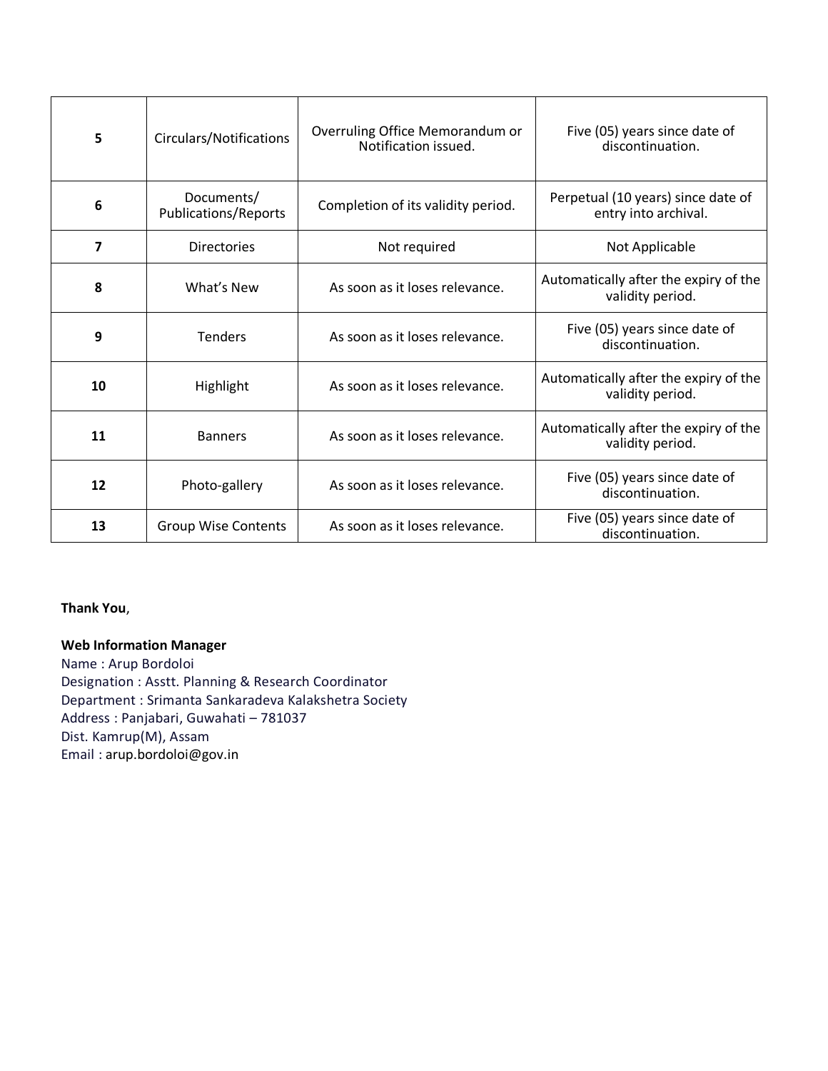| | | | |
|---|---|---|---|
| **5** | Circulars/Notifications | Overruling Office Memorandum or Notification issued. | Five (05) years since date of discontinuation. |
| **6** | Documents/ Publications/Reports | Completion of its validity period. | Perpetual (10 years) since date of entry into archival. |
| **7** | Directories | Not required | Not Applicable |
| **8** | What's New | As soon as it loses relevance. | Automatically after the expiry of the validity period. |
| **9** | Tenders | As soon as it loses relevance. | Five (05) years since date of discontinuation. |
| **10** | Highlight | As soon as it loses relevance. | Automatically after the expiry of the validity period. |
| **11** | Banners | As soon as it loses relevance. | Automatically after the expiry of the validity period. |
| **12** | Photo-gallery | As soon as it loses relevance. | Five (05) years since date of discontinuation. |
| **13** | Group Wise Contents | As soon as it loses relevance. | Five (05) years since date of discontinuation. |

**Thank You**,

**Web Information Manager**
Name : Arup Bordoloi
Designation : Asstt. Planning & Research Coordinator
Department : Srimanta Sankaradeva Kalakshetra Society
Address : Panjabari, Guwahati – 781037
Dist. Kamrup(M), Assam
Email : arup.bordoloi@gov.in